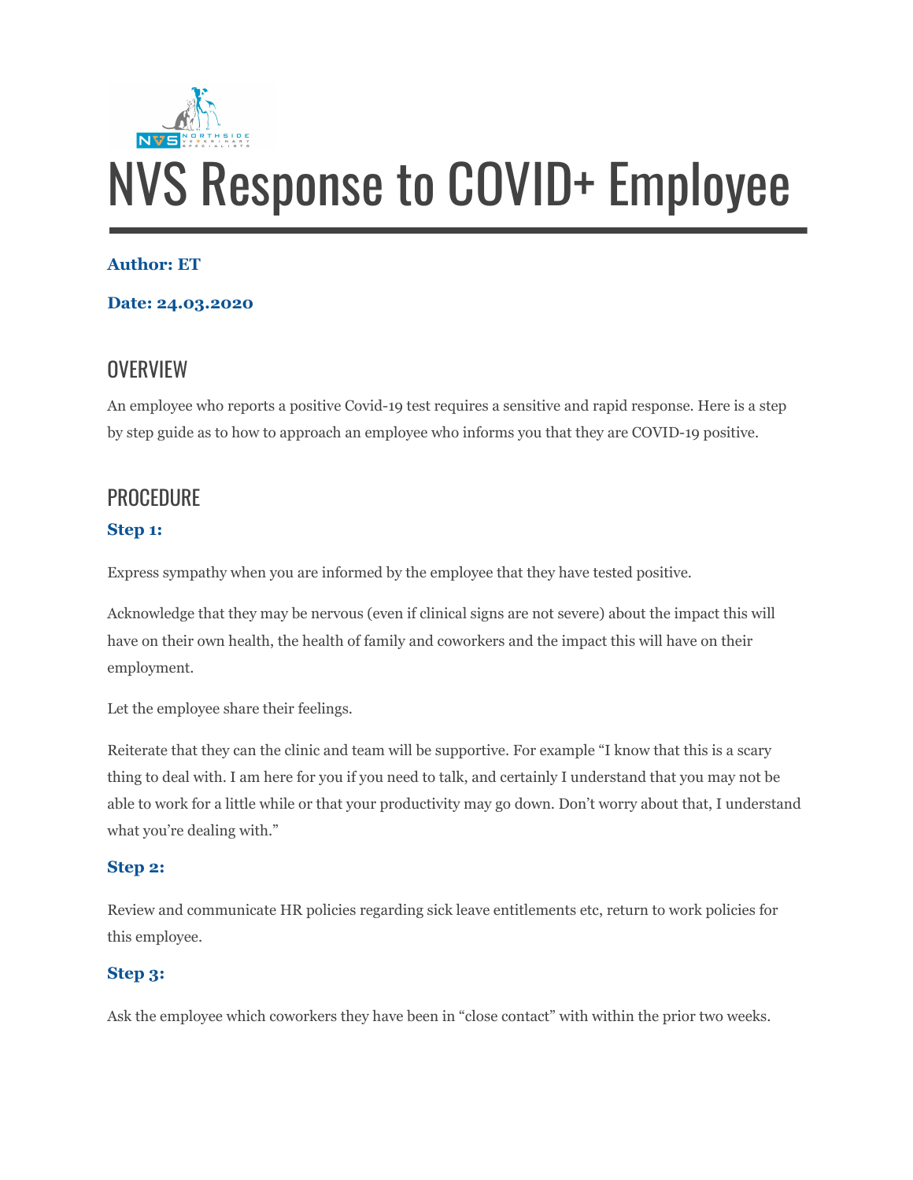# NVS Response to COVID+ Employee

**Author: ET**

**Date: 24.03.2020**

## OVERVIEW

An employee who reports a positive Covid-19 test requires a sensitive and rapid response. Here is a step by step guide as to how to approach an employee who informs you that they are COVID-19 positive.

## PROCEDURE

**Step 1:**

Express sympathy when you are informed by the employee that they have tested positive.

Acknowledge that they may be nervous (even if clinical signs are not severe) about the impact this will have on their own health, the health of family and coworkers and the impact this will have on their employment.

Let the employee share their feelings.

Reiterate that they can the clinic and team will be supportive. For example "I know that this is a scary thing to deal with. I am here for you if you need to talk, and certainly I understand that you may not be able to work for a little while or that your productivity may go down. Don't worry about that, I understand what you're dealing with."

**Step 2:**

Review and communicate HR policies regarding sick leave entitlements etc, return to work policies for this employee.

**Step 3:**

Ask the employee which coworkers they have been in "close contact" with within the prior two weeks.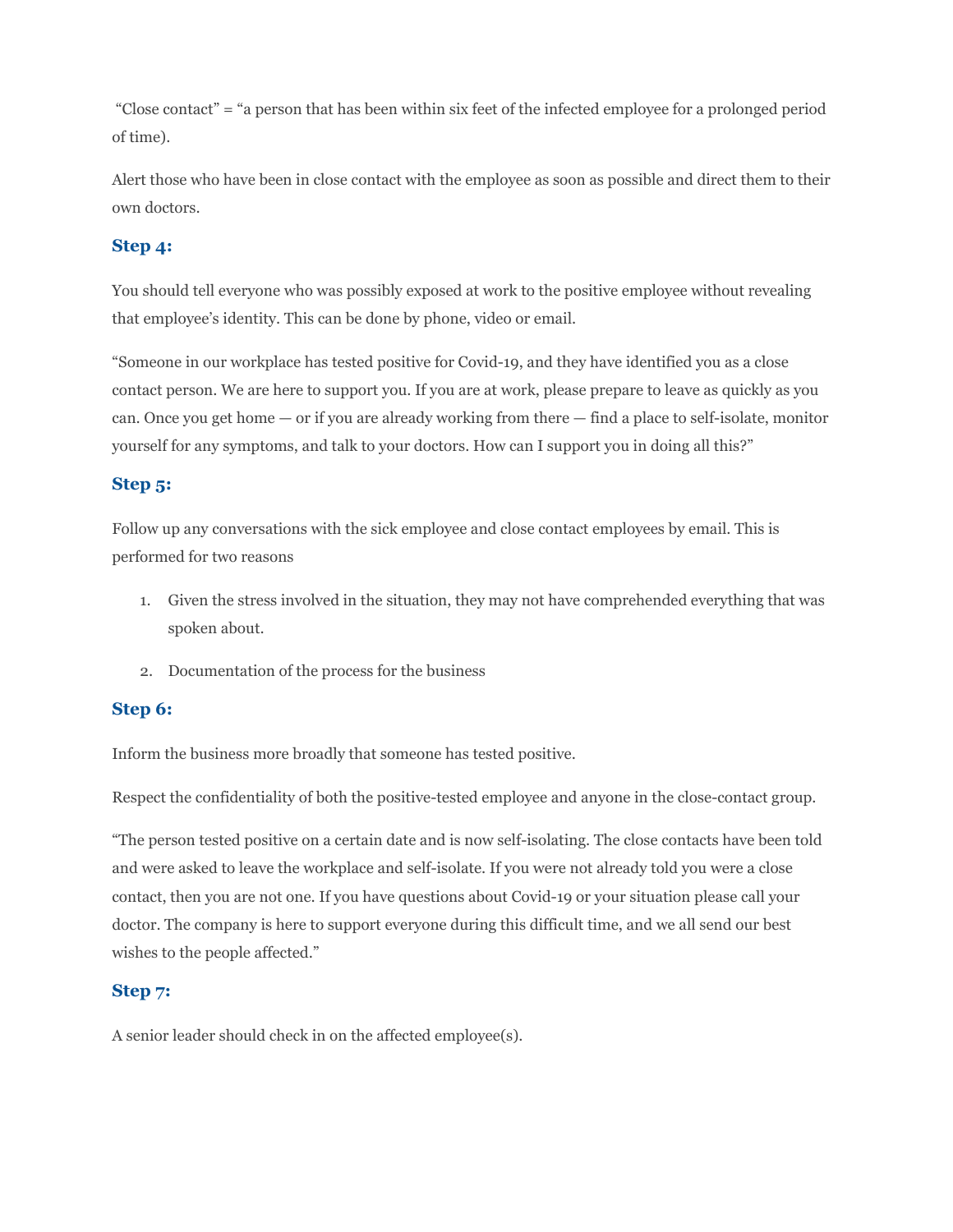"Close contact" = "a person that has been within six feet of the infected employee for a prolonged period of time).

Alert those who have been in close contact with the employee as soon as possible and direct them to their own doctors.

### Step 4:

You should tell everyone who was possibly exposed at work to the positive employee without revealing that employee's identity. This can be done by phone, video or email.

"Someone in our workplace has tested positive for Covid-19, and they have identified you as a close contact person. We are here to support you. If you are at work, please prepare to leave as quickly as you can. Once you get home — or if you are already working from there — find a place to self-isolate, monitor yourself for any symptoms, and talk to your doctors. How can I support you in doing all this?"

### Step 5:

Follow up any conversations with the sick employee and close contact employees by email. This is performed for two reasons

1. Given the stress involved in the situation, they may not have comprehended everything that was spoken about.
2. Documentation of the process for the business

### Step 6:

Inform the business more broadly that someone has tested positive.

Respect the confidentiality of both the positive-tested employee and anyone in the close-contact group.

"The person tested positive on a certain date and is now self-isolating. The close contacts have been told and were asked to leave the workplace and self-isolate. If you were not already told you were a close contact, then you are not one. If you have questions about Covid-19 or your situation please call your doctor. The company is here to support everyone during this difficult time, and we all send our best wishes to the people affected."

### Step 7:

A senior leader should check in on the affected employee(s).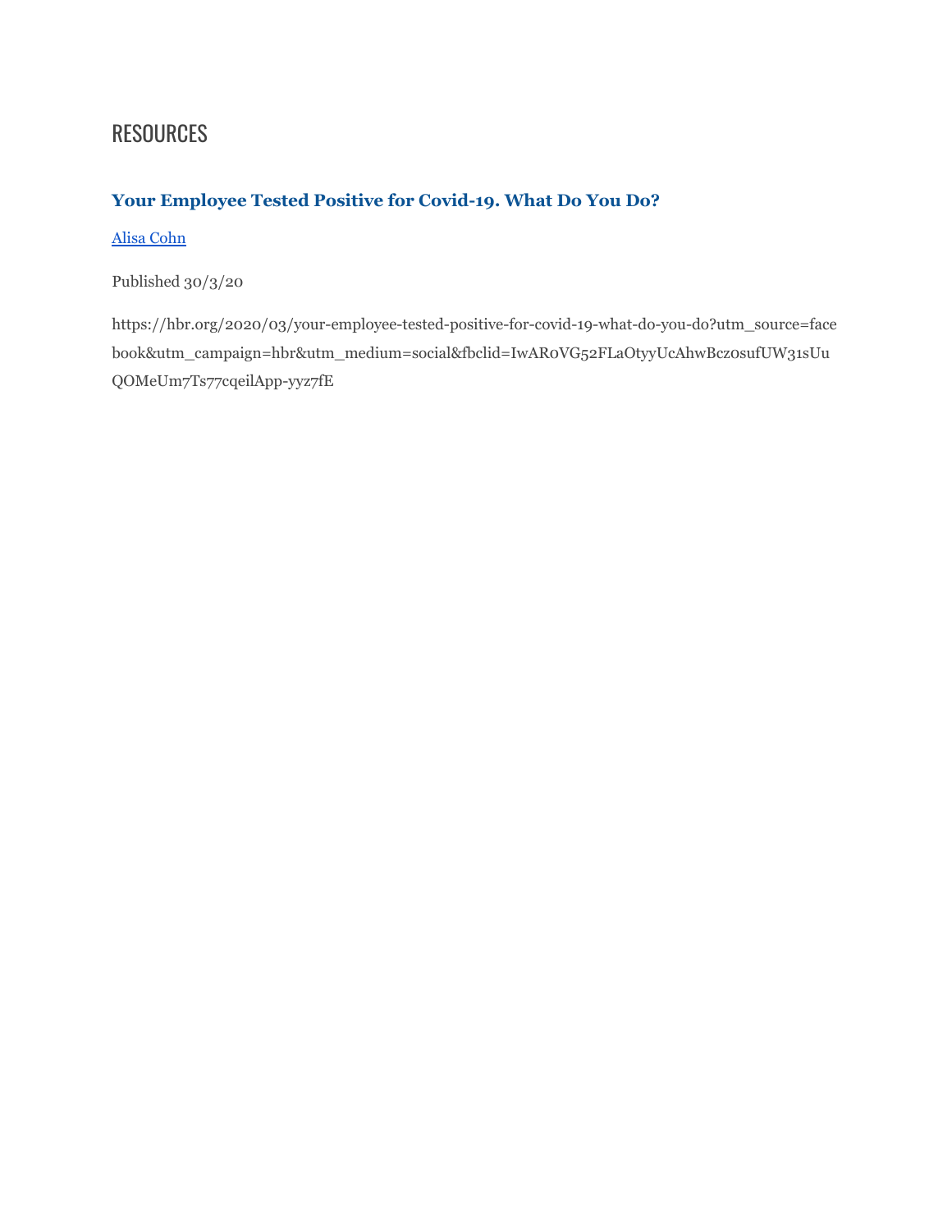## RESOURCES

### **Your Employee Tested Positive for Covid-19. What Do You Do?**

Alisa Cohn

Published 30/3/20

https://hbr.org/2020/03/your-employee-tested-positive-for-covid-19-what-do-you-do?utm_source=facebook&utm_campaign=hbr&utm_medium=social&fbclid=IwAR0VG52FLaOtyyUcAhwBcz0sufUW31sUuQOMeUm7Ts77cqeilApp-yyz7fE